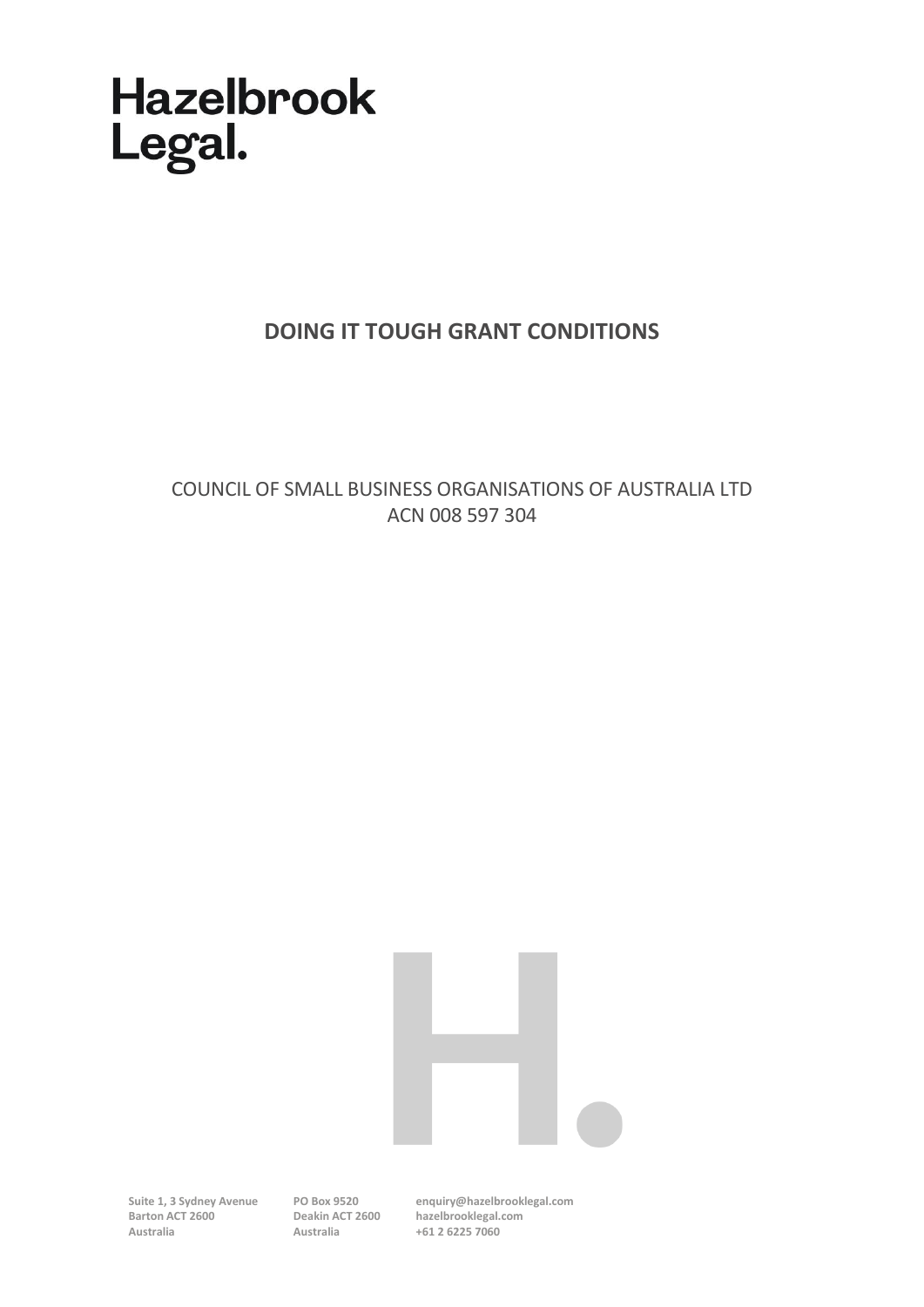Hazelbrook
Legal.

# DOING IT TOUGH GRANT CONDITIONS

COUNCIL OF SMALL BUSINESS ORGANISATIONS OF AUSTRALIA LTD
ACN 008 597 304

**Suite 1, 3 Sydney Avenue**
**Barton ACT 2600**
**Australia**

**PO Box 9520**
**Deakin ACT 2600**
**Australia**

**enquiry@hazelbrooklegal.com**
**hazelbrooklegal.com**
**+61 2 6225 7060**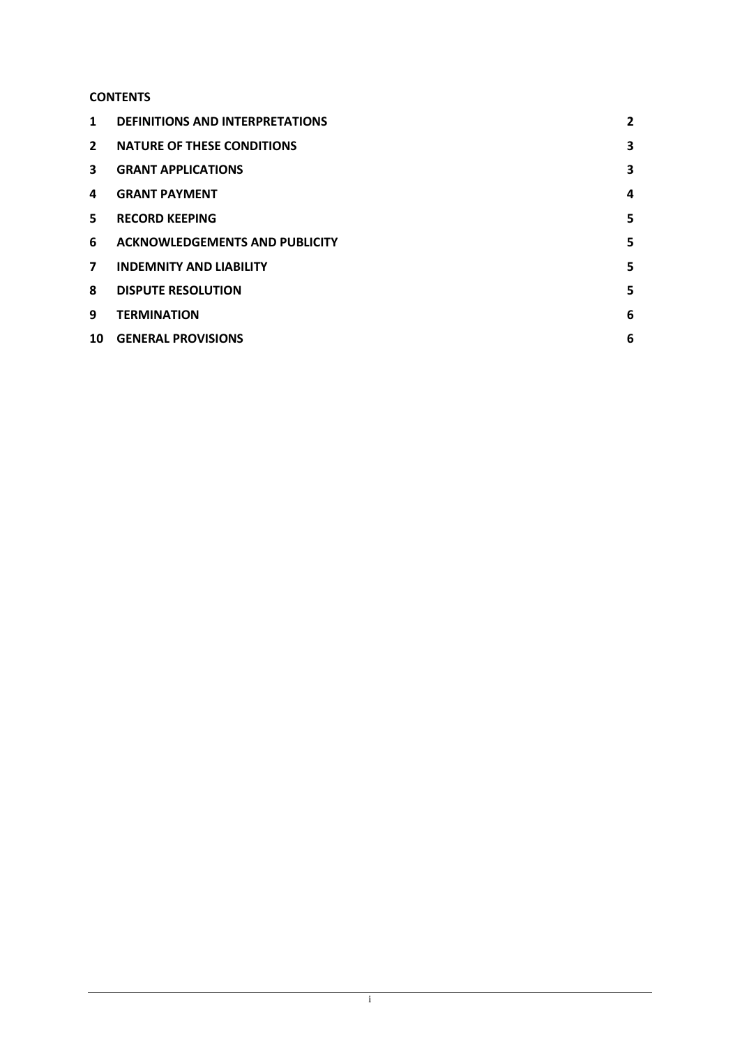**CONTENTS**

| | | |
|---|---|---|
| 1 | DEFINITIONS AND INTERPRETATIONS | 2 |
| 2 | NATURE OF THESE CONDITIONS | 3 |
| 3 | GRANT APPLICATIONS | 3 |
| 4 | GRANT PAYMENT | 4 |
| 5 | RECORD KEEPING | 5 |
| 6 | ACKNOWLEDGEMENTS AND PUBLICITY | 5 |
| 7 | INDEMNITY AND LIABILITY | 5 |
| 8 | DISPUTE RESOLUTION | 5 |
| 9 | TERMINATION | 6 |
| 10 | GENERAL PROVISIONS | 6 |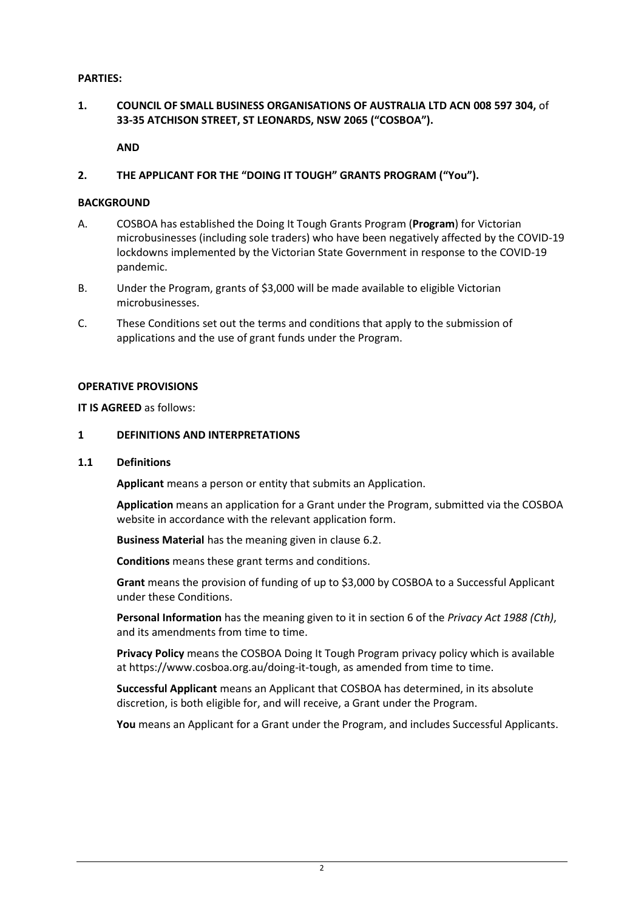**PARTIES:**

**1. COUNCIL OF SMALL BUSINESS ORGANISATIONS OF AUSTRALIA LTD ACN 008 597 304,** of **33-35 ATCHISON STREET, ST LEONARDS, NSW 2065 ("COSBOA").**

**AND**

**2. THE APPLICANT FOR THE "DOING IT TOUGH" GRANTS PROGRAM ("You").**

**BACKGROUND**

A. COSBOA has established the Doing It Tough Grants Program (**Program**) for Victorian microbusinesses (including sole traders) who have been negatively affected by the COVID-19 lockdowns implemented by the Victorian State Government in response to the COVID-19 pandemic.

B. Under the Program, grants of $3,000 will be made available to eligible Victorian microbusinesses.

C. These Conditions set out the terms and conditions that apply to the submission of applications and the use of grant funds under the Program.

**OPERATIVE PROVISIONS**

**IT IS AGREED** as follows:

**1 DEFINITIONS AND INTERPRETATIONS**

**1.1 Definitions**

**Applicant** means a person or entity that submits an Application.

**Application** means an application for a Grant under the Program, submitted via the COSBOA website in accordance with the relevant application form.

**Business Material** has the meaning given in clause 6.2.

**Conditions** means these grant terms and conditions.

**Grant** means the provision of funding of up to $3,000 by COSBOA to a Successful Applicant under these Conditions.

**Personal Information** has the meaning given to it in section 6 of the *Privacy Act 1988 (Cth)*, and its amendments from time to time.

**Privacy Policy** means the COSBOA Doing It Tough Program privacy policy which is available at https://www.cosboa.org.au/doing-it-tough, as amended from time to time.

**Successful Applicant** means an Applicant that COSBOA has determined, in its absolute discretion, is both eligible for, and will receive, a Grant under the Program.

**You** means an Applicant for a Grant under the Program, and includes Successful Applicants.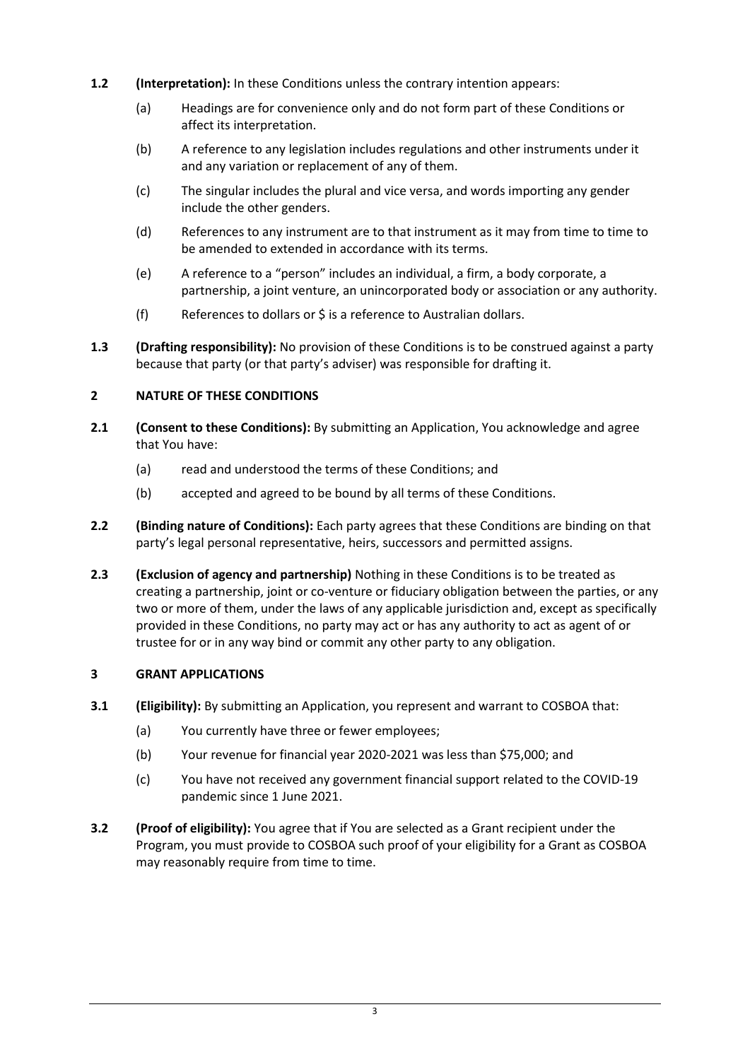**1.2** **(Interpretation):** In these Conditions unless the contrary intention appears:

(a) Headings are for convenience only and do not form part of these Conditions or affect its interpretation.

(b) A reference to any legislation includes regulations and other instruments under it and any variation or replacement of any of them.

(c) The singular includes the plural and vice versa, and words importing any gender include the other genders.

(d) References to any instrument are to that instrument as it may from time to time to be amended to extended in accordance with its terms.

(e) A reference to a "person" includes an individual, a firm, a body corporate, a partnership, a joint venture, an unincorporated body or association or any authority.

(f) References to dollars or $ is a reference to Australian dollars.

**1.3** **(Drafting responsibility):** No provision of these Conditions is to be construed against a party because that party (or that party's adviser) was responsible for drafting it.

## 2 NATURE OF THESE CONDITIONS

**2.1** **(Consent to these Conditions):** By submitting an Application, You acknowledge and agree that You have:

(a) read and understood the terms of these Conditions; and

(b) accepted and agreed to be bound by all terms of these Conditions.

**2.2** **(Binding nature of Conditions):** Each party agrees that these Conditions are binding on that party's legal personal representative, heirs, successors and permitted assigns.

**2.3** **(Exclusion of agency and partnership)** Nothing in these Conditions is to be treated as creating a partnership, joint or co-venture or fiduciary obligation between the parties, or any two or more of them, under the laws of any applicable jurisdiction and, except as specifically provided in these Conditions, no party may act or has any authority to act as agent of or trustee for or in any way bind or commit any other party to any obligation.

## 3 GRANT APPLICATIONS

**3.1** **(Eligibility):** By submitting an Application, you represent and warrant to COSBOA that:

(a) You currently have three or fewer employees;

(b) Your revenue for financial year 2020-2021 was less than $75,000; and

(c) You have not received any government financial support related to the COVID-19 pandemic since 1 June 2021.

**3.2** **(Proof of eligibility):** You agree that if You are selected as a Grant recipient under the Program, you must provide to COSBOA such proof of your eligibility for a Grant as COSBOA may reasonably require from time to time.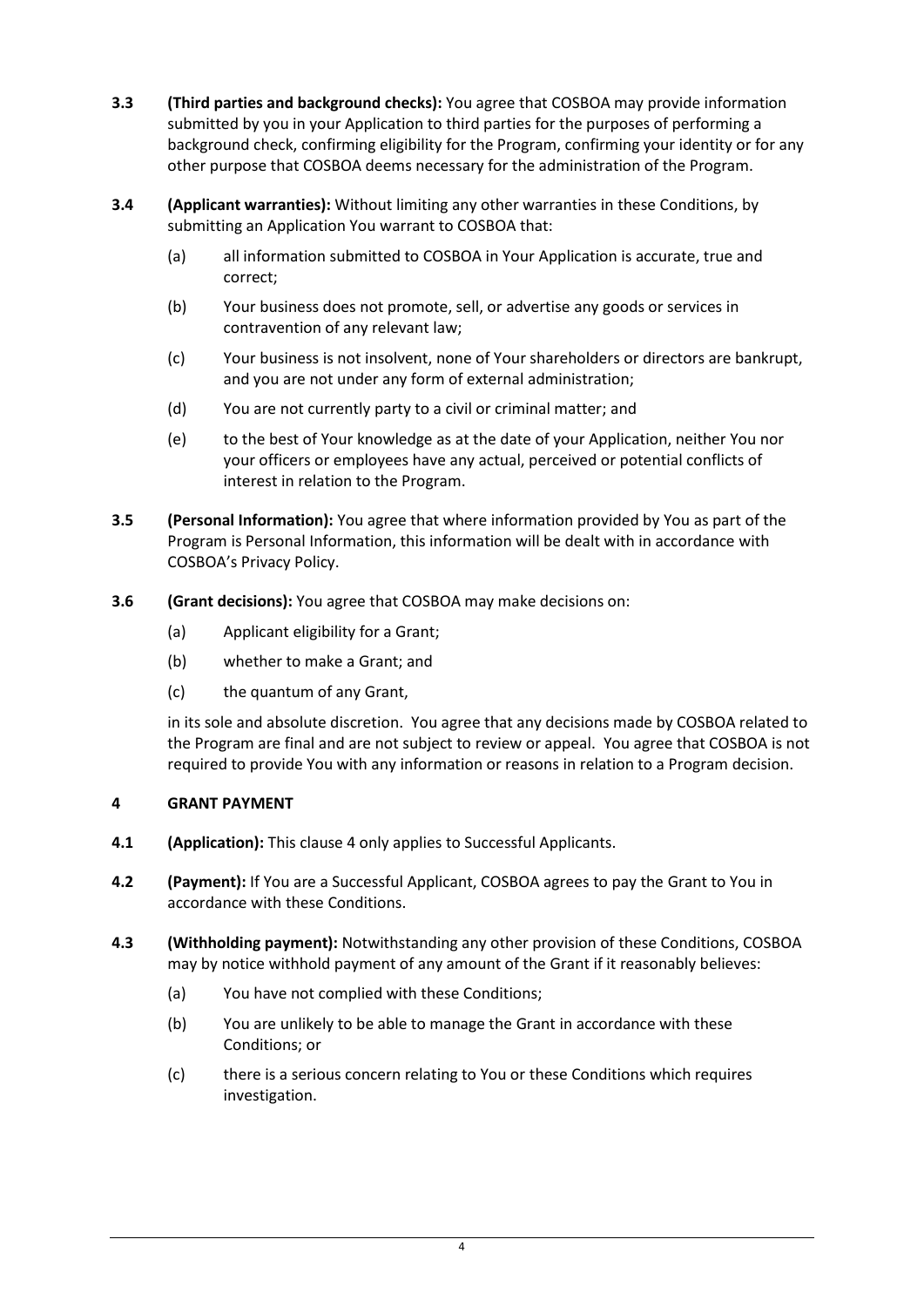**3.3** **(Third parties and background checks):** You agree that COSBOA may provide information submitted by you in your Application to third parties for the purposes of performing a background check, confirming eligibility for the Program, confirming your identity or for any other purpose that COSBOA deems necessary for the administration of the Program.

**3.4** **(Applicant warranties):** Without limiting any other warranties in these Conditions, by submitting an Application You warrant to COSBOA that:

(a) all information submitted to COSBOA in Your Application is accurate, true and correct;

(b) Your business does not promote, sell, or advertise any goods or services in contravention of any relevant law;

(c) Your business is not insolvent, none of Your shareholders or directors are bankrupt, and you are not under any form of external administration;

(d) You are not currently party to a civil or criminal matter; and

(e) to the best of Your knowledge as at the date of your Application, neither You nor your officers or employees have any actual, perceived or potential conflicts of interest in relation to the Program.

**3.5** **(Personal Information):** You agree that where information provided by You as part of the Program is Personal Information, this information will be dealt with in accordance with COSBOA's Privacy Policy.

**3.6** **(Grant decisions):** You agree that COSBOA may make decisions on:

(a) Applicant eligibility for a Grant;

(b) whether to make a Grant; and

(c) the quantum of any Grant,

in its sole and absolute discretion. You agree that any decisions made by COSBOA related to the Program are final and are not subject to review or appeal. You agree that COSBOA is not required to provide You with any information or reasons in relation to a Program decision.

## 4 GRANT PAYMENT

**4.1** **(Application):** This clause 4 only applies to Successful Applicants.

**4.2** **(Payment):** If You are a Successful Applicant, COSBOA agrees to pay the Grant to You in accordance with these Conditions.

**4.3** **(Withholding payment):** Notwithstanding any other provision of these Conditions, COSBOA may by notice withhold payment of any amount of the Grant if it reasonably believes:

(a) You have not complied with these Conditions;

(b) You are unlikely to be able to manage the Grant in accordance with these Conditions; or

(c) there is a serious concern relating to You or these Conditions which requires investigation.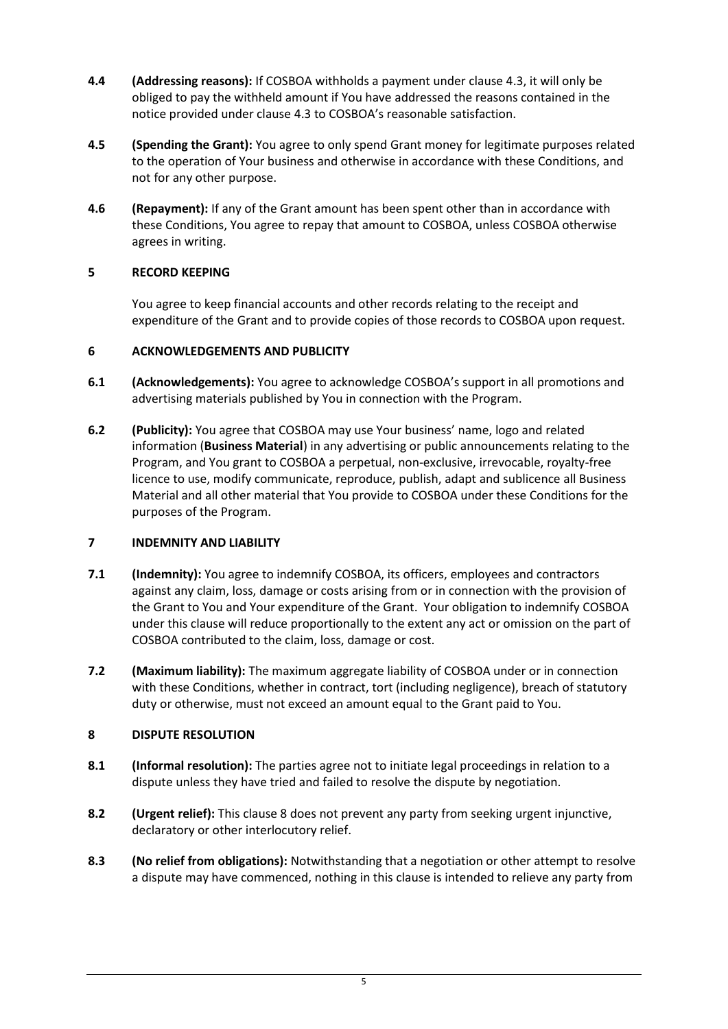**4.4 (Addressing reasons):** If COSBOA withholds a payment under clause 4.3, it will only be obliged to pay the withheld amount if You have addressed the reasons contained in the notice provided under clause 4.3 to COSBOA's reasonable satisfaction.

**4.5 (Spending the Grant):** You agree to only spend Grant money for legitimate purposes related to the operation of Your business and otherwise in accordance with these Conditions, and not for any other purpose.

**4.6 (Repayment):** If any of the Grant amount has been spent other than in accordance with these Conditions, You agree to repay that amount to COSBOA, unless COSBOA otherwise agrees in writing.

## 5 RECORD KEEPING

You agree to keep financial accounts and other records relating to the receipt and expenditure of the Grant and to provide copies of those records to COSBOA upon request.

## 6 ACKNOWLEDGEMENTS AND PUBLICITY

**6.1 (Acknowledgements):** You agree to acknowledge COSBOA's support in all promotions and advertising materials published by You in connection with the Program.

**6.2 (Publicity):** You agree that COSBOA may use Your business' name, logo and related information (**Business Material**) in any advertising or public announcements relating to the Program, and You grant to COSBOA a perpetual, non-exclusive, irrevocable, royalty-free licence to use, modify communicate, reproduce, publish, adapt and sublicence all Business Material and all other material that You provide to COSBOA under these Conditions for the purposes of the Program.

## 7 INDEMNITY AND LIABILITY

**7.1 (Indemnity):** You agree to indemnify COSBOA, its officers, employees and contractors against any claim, loss, damage or costs arising from or in connection with the provision of the Grant to You and Your expenditure of the Grant. Your obligation to indemnify COSBOA under this clause will reduce proportionally to the extent any act or omission on the part of COSBOA contributed to the claim, loss, damage or cost.

**7.2 (Maximum liability):** The maximum aggregate liability of COSBOA under or in connection with these Conditions, whether in contract, tort (including negligence), breach of statutory duty or otherwise, must not exceed an amount equal to the Grant paid to You.

## 8 DISPUTE RESOLUTION

**8.1 (Informal resolution):** The parties agree not to initiate legal proceedings in relation to a dispute unless they have tried and failed to resolve the dispute by negotiation.

**8.2 (Urgent relief):** This clause 8 does not prevent any party from seeking urgent injunctive, declaratory or other interlocutory relief.

**8.3 (No relief from obligations):** Notwithstanding that a negotiation or other attempt to resolve a dispute may have commenced, nothing in this clause is intended to relieve any party from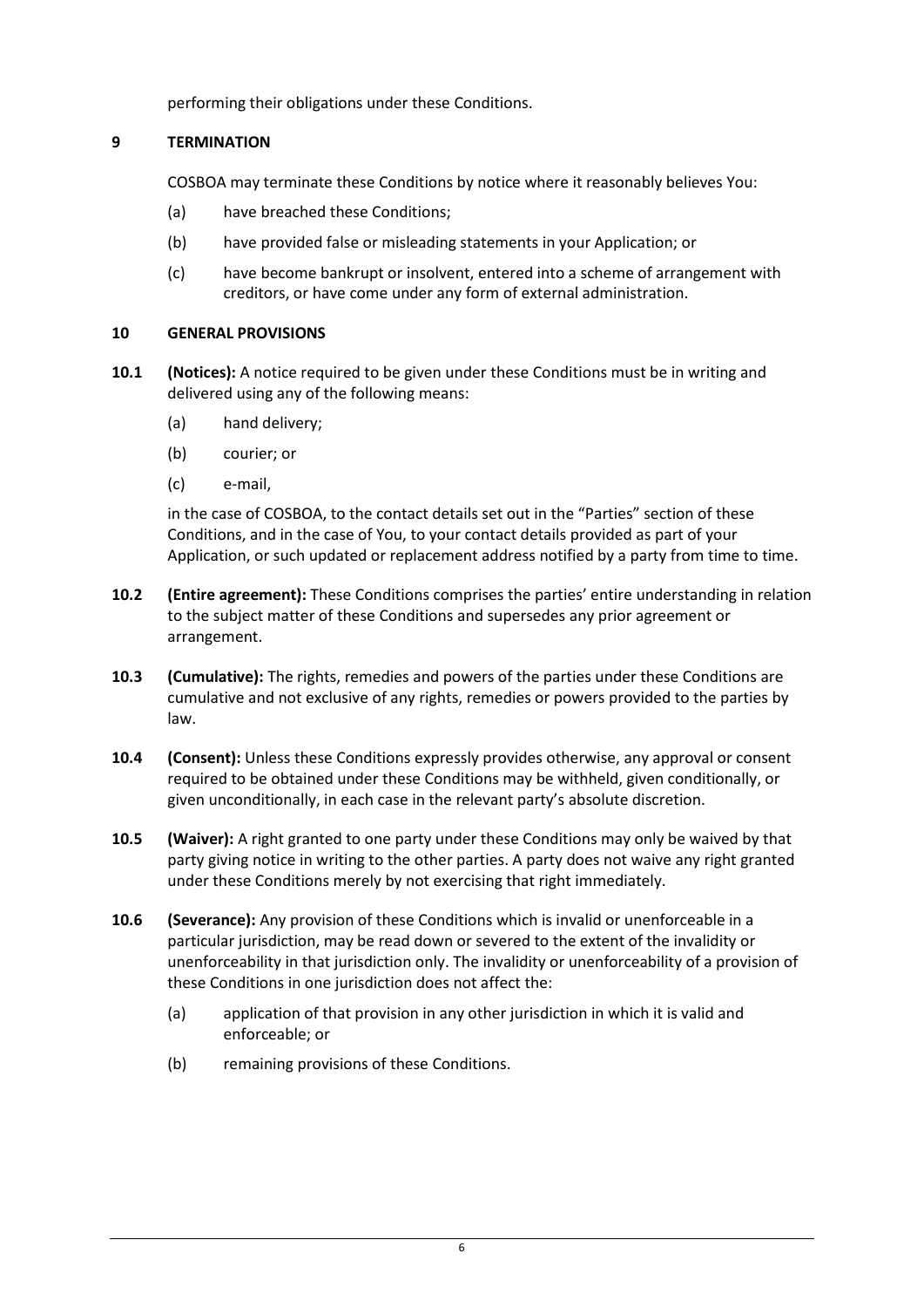performing their obligations under these Conditions.

## 9 TERMINATION

COSBOA may terminate these Conditions by notice where it reasonably believes You:

(a) have breached these Conditions;

(b) have provided false or misleading statements in your Application; or

(c) have become bankrupt or insolvent, entered into a scheme of arrangement with creditors, or have come under any form of external administration.

## 10 GENERAL PROVISIONS

**10.1 (Notices):** A notice required to be given under these Conditions must be in writing and delivered using any of the following means:

(a) hand delivery;

(b) courier; or

(c) e-mail,

in the case of COSBOA, to the contact details set out in the "Parties" section of these Conditions, and in the case of You, to your contact details provided as part of your Application, or such updated or replacement address notified by a party from time to time.

**10.2 (Entire agreement):** These Conditions comprises the parties' entire understanding in relation to the subject matter of these Conditions and supersedes any prior agreement or arrangement.

**10.3 (Cumulative):** The rights, remedies and powers of the parties under these Conditions are cumulative and not exclusive of any rights, remedies or powers provided to the parties by law.

**10.4 (Consent):** Unless these Conditions expressly provides otherwise, any approval or consent required to be obtained under these Conditions may be withheld, given conditionally, or given unconditionally, in each case in the relevant party's absolute discretion.

**10.5 (Waiver):** A right granted to one party under these Conditions may only be waived by that party giving notice in writing to the other parties. A party does not waive any right granted under these Conditions merely by not exercising that right immediately.

**10.6 (Severance):** Any provision of these Conditions which is invalid or unenforceable in a particular jurisdiction, may be read down or severed to the extent of the invalidity or unenforceability in that jurisdiction only. The invalidity or unenforceability of a provision of these Conditions in one jurisdiction does not affect the:

(a) application of that provision in any other jurisdiction in which it is valid and enforceable; or

(b) remaining provisions of these Conditions.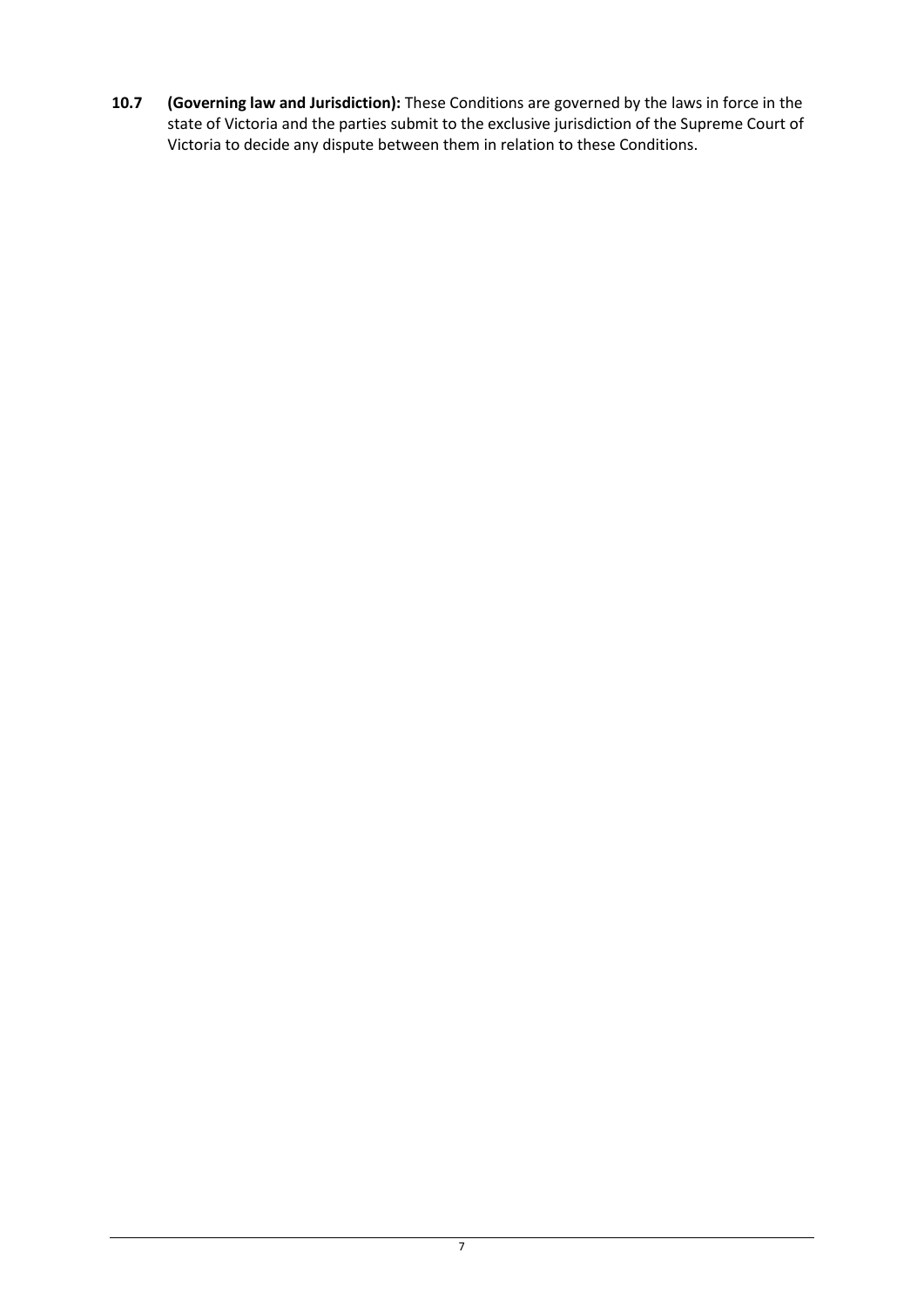**10.7 (Governing law and Jurisdiction):** These Conditions are governed by the laws in force in the state of Victoria and the parties submit to the exclusive jurisdiction of the Supreme Court of Victoria to decide any dispute between them in relation to these Conditions.